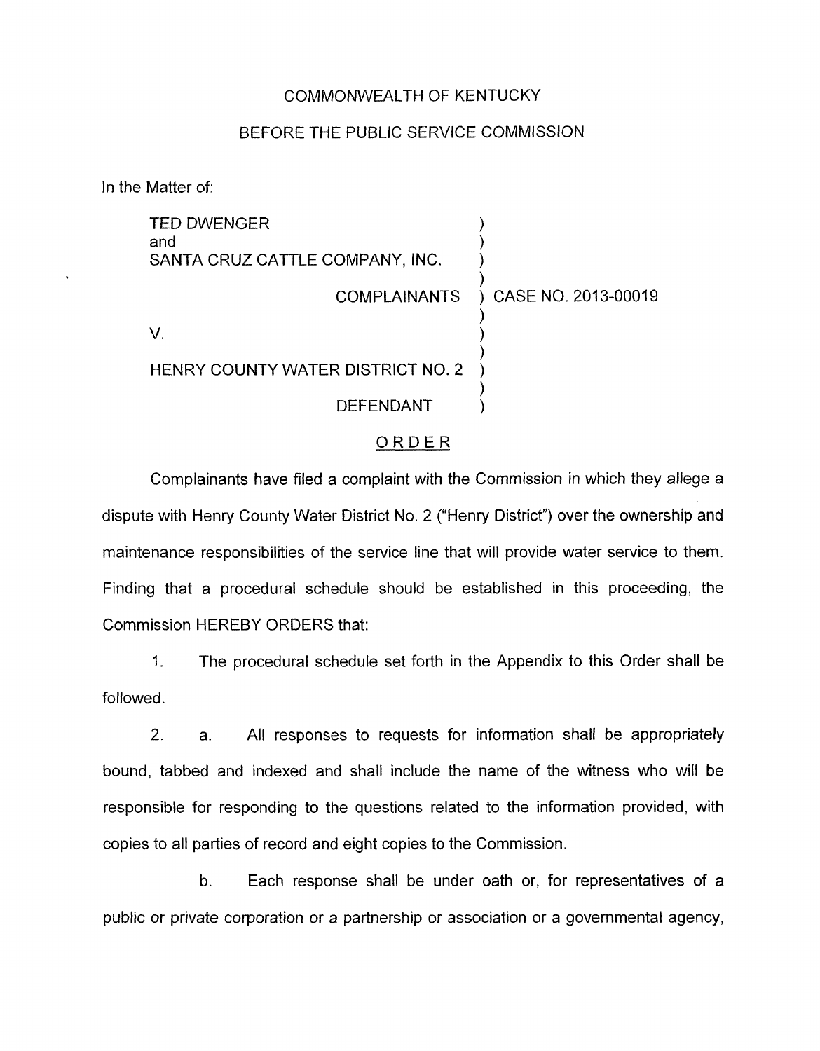COMMONWEALTH OF KENTUCKY

BEFORE THE PUBLIC SERVICE COMMISSION

In the Matter of:

| | | |
|---|---|---|
| TED DWENGER<br>and<br>SANTA CRUZ CATTLE COMPANY, INC. | ) | |
| COMPLAINANTS | ) | CASE NO. 2013-00019 |
| V. | ) | |
| HENRY COUNTY WATER DISTRICT NO. 2 | ) | |
| DEFENDANT | ) | |

## ORDER

Complainants have filed a complaint with the Commission in which they allege a dispute with Henry County Water District No. 2 ("Henry District") over the ownership and maintenance responsibilities of the service line that will provide water service to them. Finding that a procedural schedule should be established in this proceeding, the Commission HEREBY ORDERS that:

1. The procedural schedule set forth in the Appendix to this Order shall be followed.

2. a. All responses to requests for information shall be appropriately bound, tabbed and indexed and shall include the name of the witness who will be responsible for responding to the questions related to the information provided, with copies to all parties of record and eight copies to the Commission.

b. Each response shall be under oath or, for representatives of a public or private corporation or a partnership or association or a governmental agency,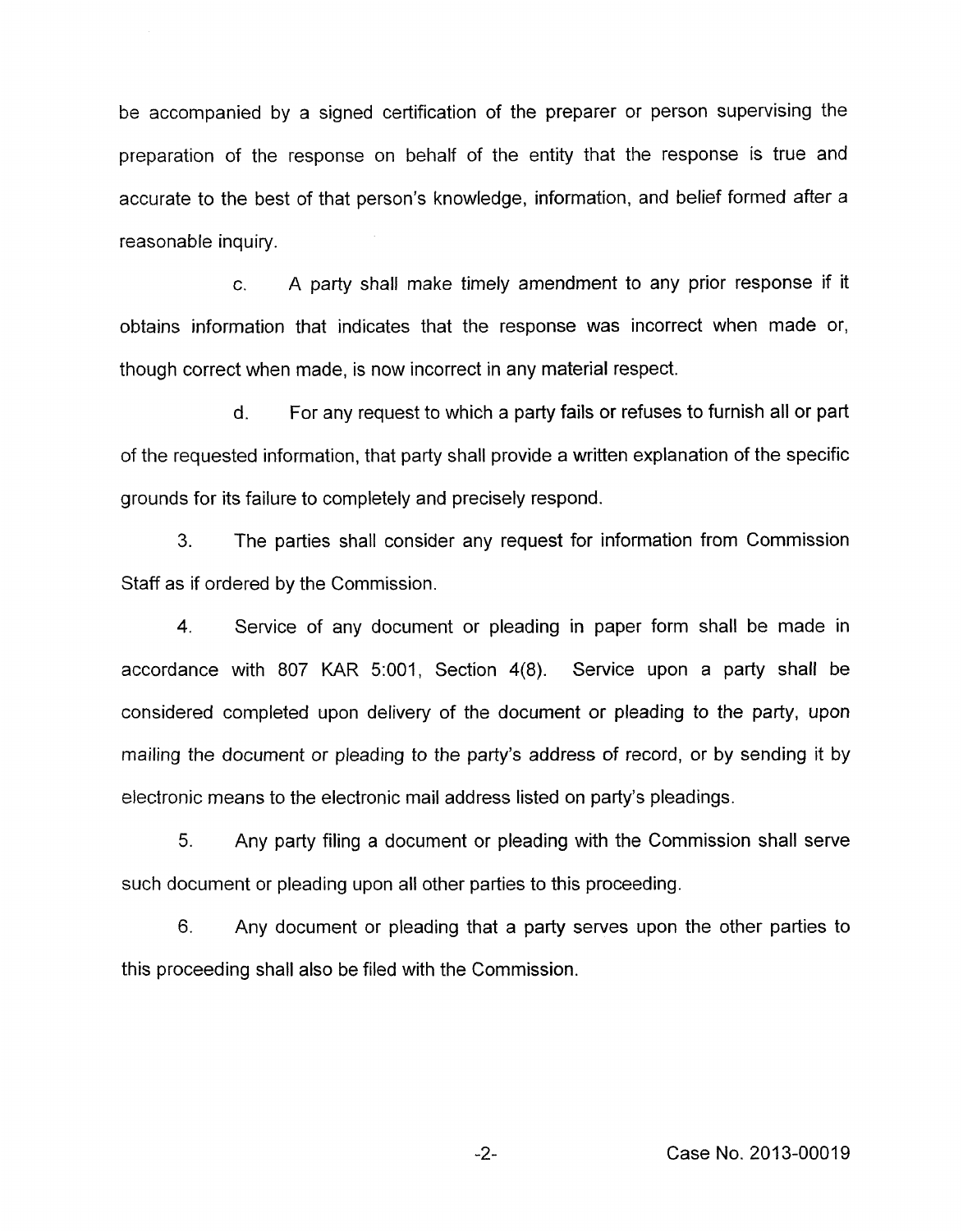be accompanied by a signed certification of the preparer or person supervising the preparation of the response on behalf of the entity that the response is true and accurate to the best of that person's knowledge, information, and belief formed after a reasonable inquiry.

c. A party shall make timely amendment to any prior response if it obtains information that indicates that the response was incorrect when made or, though correct when made, is now incorrect in any material respect.

d. For any request to which a party fails or refuses to furnish all or part of the requested information, that party shall provide a written explanation of the specific grounds for its failure to completely and precisely respond.

3. The parties shall consider any request for information from Commission Staff as if ordered by the Commission.

4. Service of any document or pleading in paper form shall be made in accordance with 807 KAR 5:001, Section 4(8). Service upon a party shall be considered completed upon delivery of the document or pleading to the party, upon mailing the document or pleading to the party's address of record, or by sending it by electronic means to the electronic mail address listed on party's pleadings.

5. Any party filing a document or pleading with the Commission shall serve such document or pleading upon all other parties to this proceeding.

6. Any document or pleading that a party serves upon the other parties to this proceeding shall also be filed with the Commission.

Case No. 2013-00019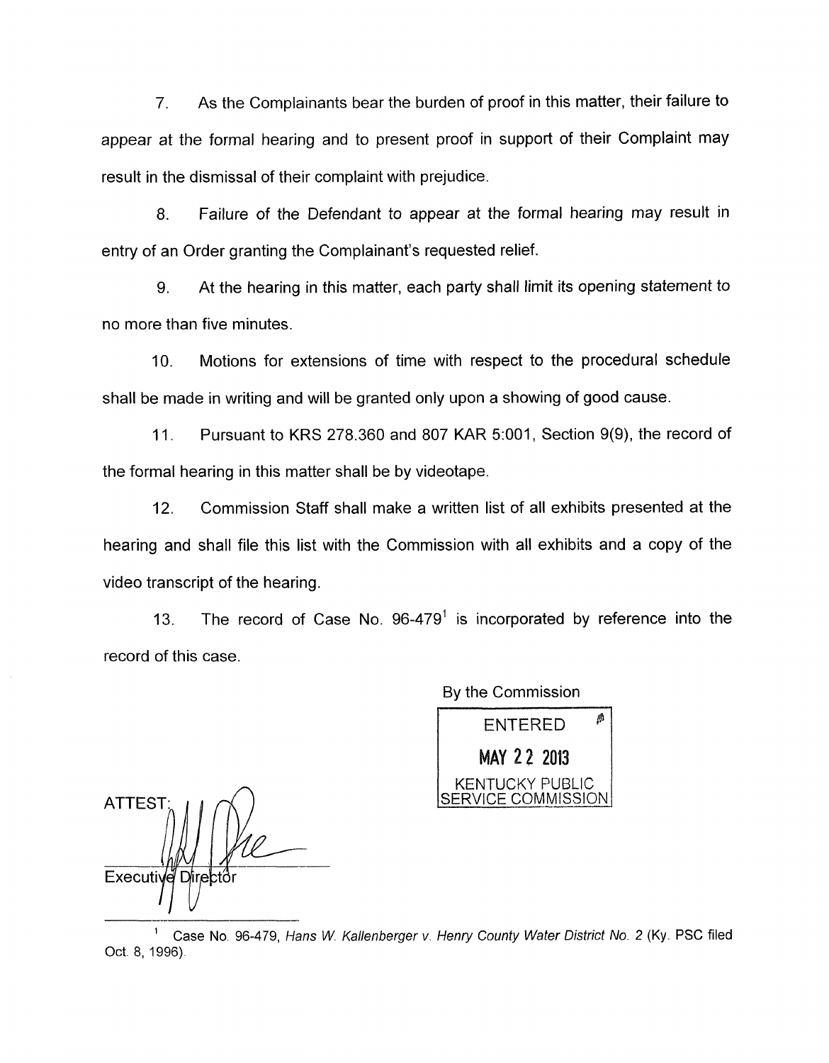7. As the Complainants bear the burden of proof in this matter, their failure to appear at the formal hearing and to present proof in support of their Complaint may result in the dismissal of their complaint with prejudice.

8. Failure of the Defendant to appear at the formal hearing may result in entry of an Order granting the Complainant's requested relief.

9. At the hearing in this matter, each party shall limit its opening statement to no more than five minutes.

10. Motions for extensions of time with respect to the procedural schedule shall be made in writing and will be granted only upon a showing of good cause.

11. Pursuant to KRS 278.360 and 807 KAR 5:001, Section 9(9), the record of the formal hearing in this matter shall be by videotape.

12. Commission Staff shall make a written list of all exhibits presented at the hearing and shall file this list with the Commission with all exhibits and a copy of the video transcript of the hearing.

13. The record of Case No. 96-479[1] is incorporated by reference into the record of this case.

By the Commission

ENTERED
MAY 22 2013
KENTUCKY PUBLIC SERVICE COMMISSION

ATTEST:

Executive Director

[1] Case No. 96-479, *Hans W. Kallenberger v. Henry County Water District No. 2* (Ky. PSC filed Oct. 8, 1996).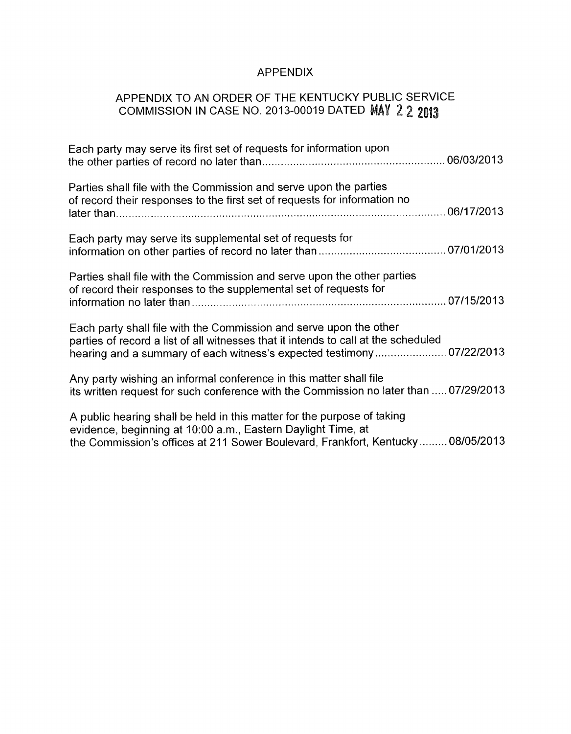# APPENDIX

## APPENDIX TO AN ORDER OF THE KENTUCKY PUBLIC SERVICE COMMISSION IN CASE NO. 2013-00019 DATED MAY 22 2013

Each party may serve its first set of requests for information upon the other parties of record no later than.......................................................... 06/03/2013

Parties shall file with the Commission and serve upon the parties of record their responses to the first set of requests for information no later than........................................................................................................... 06/17/2013

Each party may serve its supplemental set of requests for information on other parties of record no later than ......................................... 07/01/2013

Parties shall file with the Commission and serve upon the other parties of record their responses to the supplemental set of requests for information no later than ................................................................................ 07/15/2013

Each party shall file with the Commission and serve upon the other parties of record a list of all witnesses that it intends to call at the scheduled hearing and a summary of each witness's expected testimony ....................... 07/22/2013

Any party wishing an informal conference in this matter shall file its written request for such conference with the Commission no later than ..... 07/29/2013

A public hearing shall be held in this matter for the purpose of taking evidence, beginning at 10:00 a.m., Eastern Daylight Time, at the Commission's offices at 211 Sower Boulevard, Frankfort, Kentucky......... 08/05/2013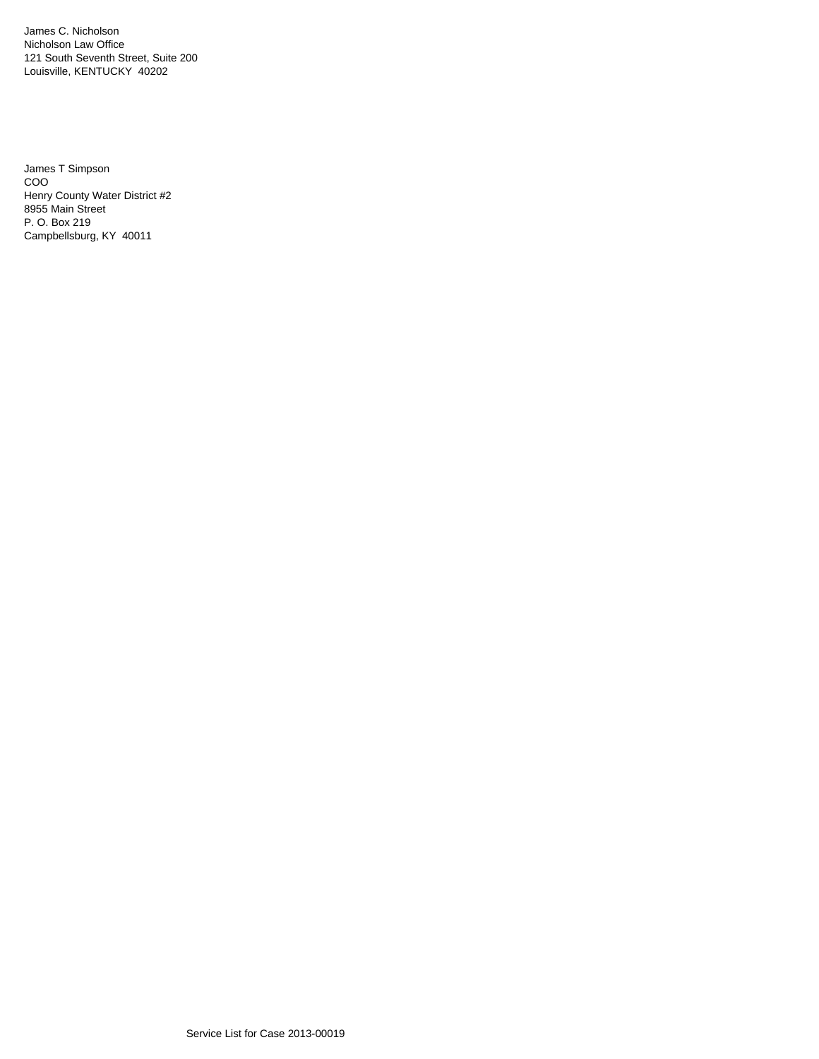James C. Nicholson
Nicholson Law Office
121 South Seventh Street, Suite 200
Louisville, KENTUCKY  40202

James T Simpson
COO
Henry County Water District #2
8955 Main Street
P. O. Box 219
Campbellsburg, KY  40011

Service List for Case 2013-00019